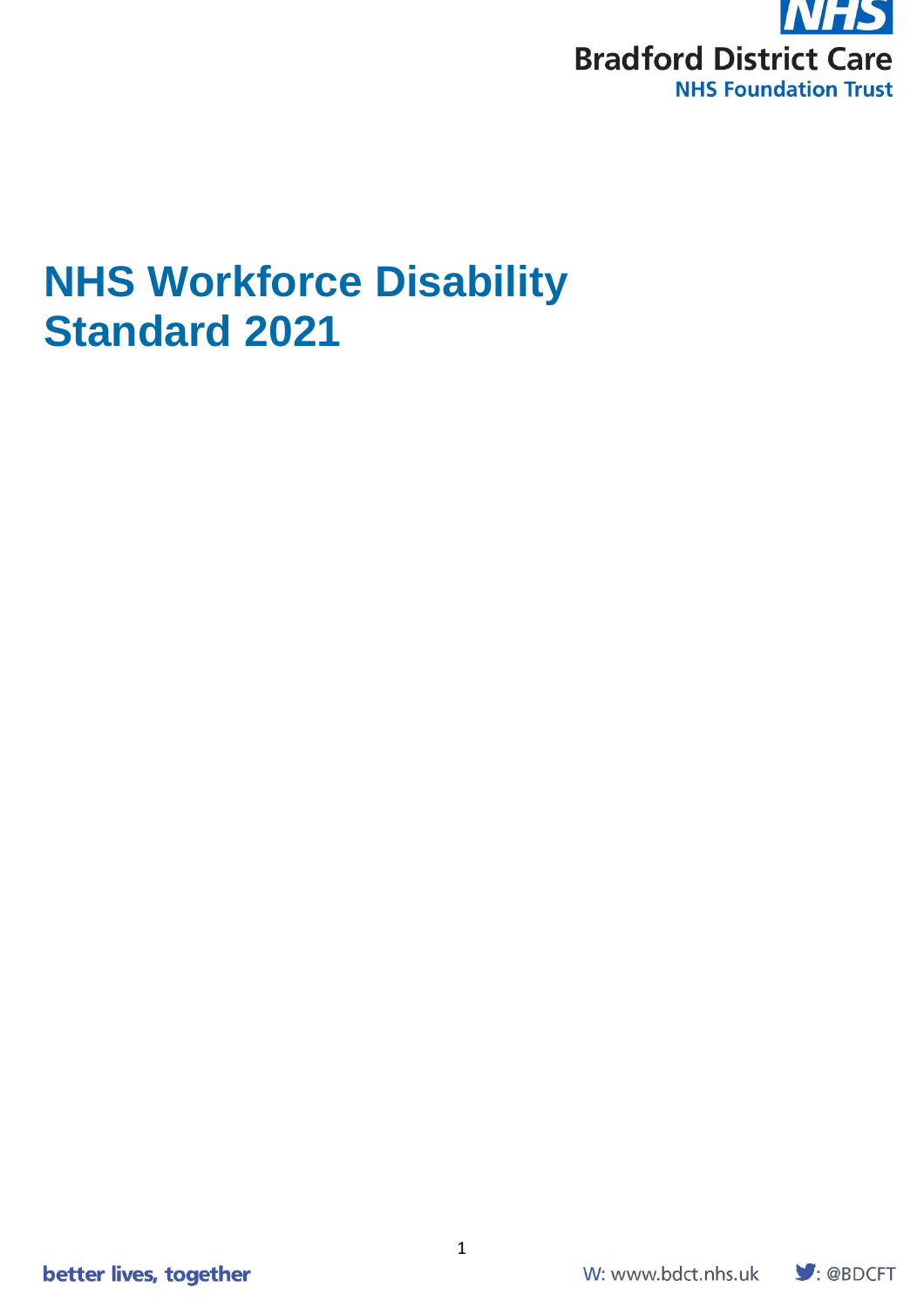Bradford District Care
NHS Foundation Trust

# NHS Workforce Disability Standard 2021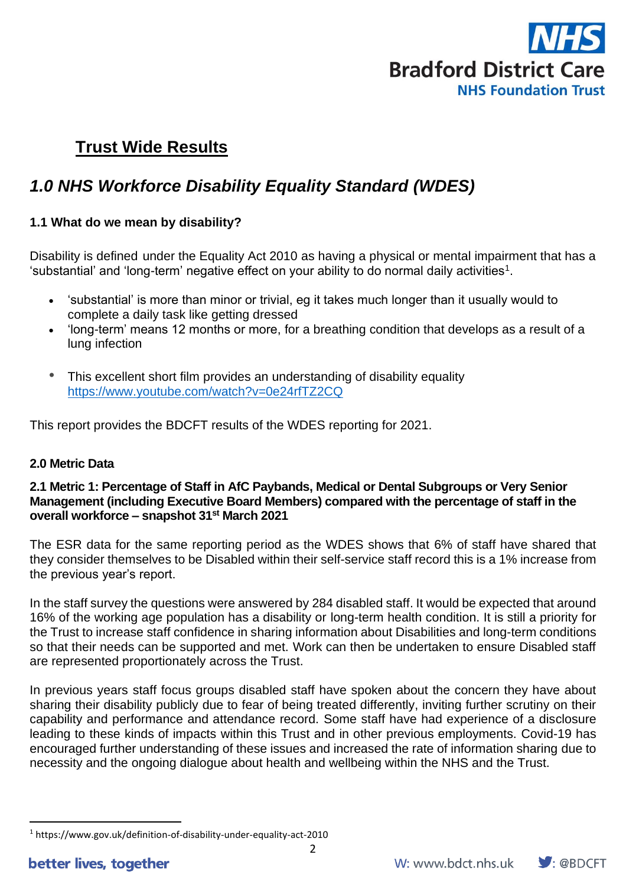# Trust Wide Results

## *1.0 NHS Workforce Disability Equality Standard (WDES)*

### 1.1 What do we mean by disability?

Disability is defined under the Equality Act 2010 as having a physical or mental impairment that has a 'substantial' and 'long-term' negative effect on your ability to do normal daily activities[1].

- 'substantial' is more than minor or trivial, eg it takes much longer than it usually would to complete a daily task like getting dressed
- 'long-term' means 12 months or more, for a breathing condition that develops as a result of a lung infection

- This excellent short film provides an understanding of disability equality https://www.youtube.com/watch?v=0e24rfTZ2CQ

This report provides the BDCFT results of the WDES reporting for 2021.

### 2.0 Metric Data

**2.1 Metric 1: Percentage of Staff in AfC Paybands, Medical or Dental Subgroups or Very Senior Management (including Executive Board Members) compared with the percentage of staff in the overall workforce – snapshot 31st March 2021**

The ESR data for the same reporting period as the WDES shows that 6% of staff have shared that they consider themselves to be Disabled within their self-service staff record this is a 1% increase from the previous year's report.

In the staff survey the questions were answered by 284 disabled staff. It would be expected that around 16% of the working age population has a disability or long-term health condition. It is still a priority for the Trust to increase staff confidence in sharing information about Disabilities and long-term conditions so that their needs can be supported and met. Work can then be undertaken to ensure Disabled staff are represented proportionately across the Trust.

In previous years staff focus groups disabled staff have spoken about the concern they have about sharing their disability publicly due to fear of being treated differently, inviting further scrutiny on their capability and performance and attendance record. Some staff have had experience of a disclosure leading to these kinds of impacts within this Trust and in other previous employments. Covid-19 has encouraged further understanding of these issues and increased the rate of information sharing due to necessity and the ongoing dialogue about health and wellbeing within the NHS and the Trust.

[1] https://www.gov.uk/definition-of-disability-under-equality-act-2010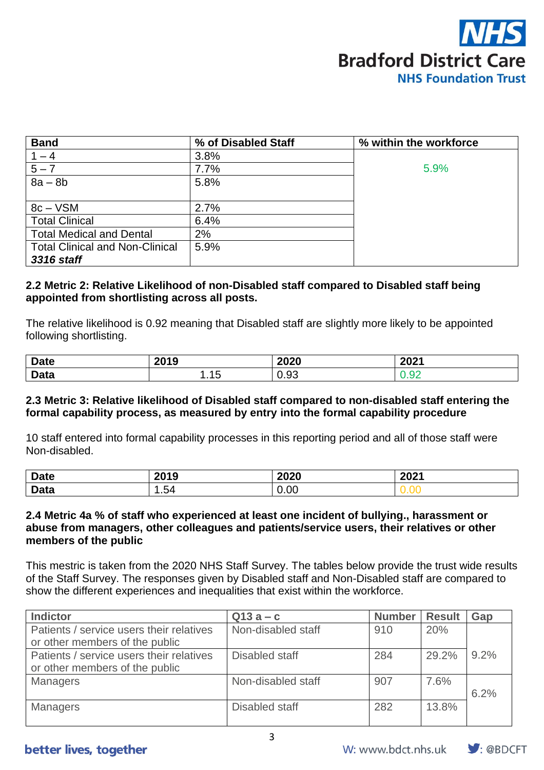| Band | % of Disabled Staff | % within the workforce |
|---|---|---|
| 1 – 4 | 3.8% | 5.9% |
| 5 – 7 | 7.7% | |
| 8a – 8b | 5.8% | |
| 8c – VSM | 2.7% | |
| Total Clinical | 6.4% | |
| Total Medical and Dental | 2% | |
| Total Clinical and Non-Clinical ***3316 staff*** | 5.9% | |

**2.2 Metric 2: Relative Likelihood of non-Disabled staff compared to Disabled staff being appointed from shortlisting across all posts.**

The relative likelihood is 0.92 meaning that Disabled staff are slightly more likely to be appointed following shortlisting.

| Date | 2019 | 2020 | 2021 |
|---|---|---|---|
| Data | 1.15 | 0.93 | 0.92 |

**2.3 Metric 3: Relative likelihood of Disabled staff compared to non-disabled staff entering the formal capability process, as measured by entry into the formal capability procedure**

10 staff entered into formal capability processes in this reporting period and all of those staff were Non-disabled.

| Date | 2019 | 2020 | 2021 |
|---|---|---|---|
| Data | 1.54 | 0.00 | 0.00 |

**2.4 Metric 4a % of staff who experienced at least one incident of bullying., harassment or abuse from managers, other colleagues and patients/service users, their relatives or other members of the public**

This mestric is taken from the 2020 NHS Staff Survey. The tables below provide the trust wide results of the Staff Survey. The responses given by Disabled staff and Non-Disabled staff are compared to show the different experiences and inequalities that exist within the workforce.

| Indictor | Q13 a – c | Number | Result | Gap |
|---|---|---|---|---|
| Patients / service users their relatives or other members of the public | Non-disabled staff | 910 | 20% | 9.2% |
| Patients / service users their relatives or other members of the public | Disabled staff | 284 | 29.2% | |
| Managers | Non-disabled staff | 907 | 7.6% | 6.2% |
| Managers | Disabled staff | 282 | 13.8% | |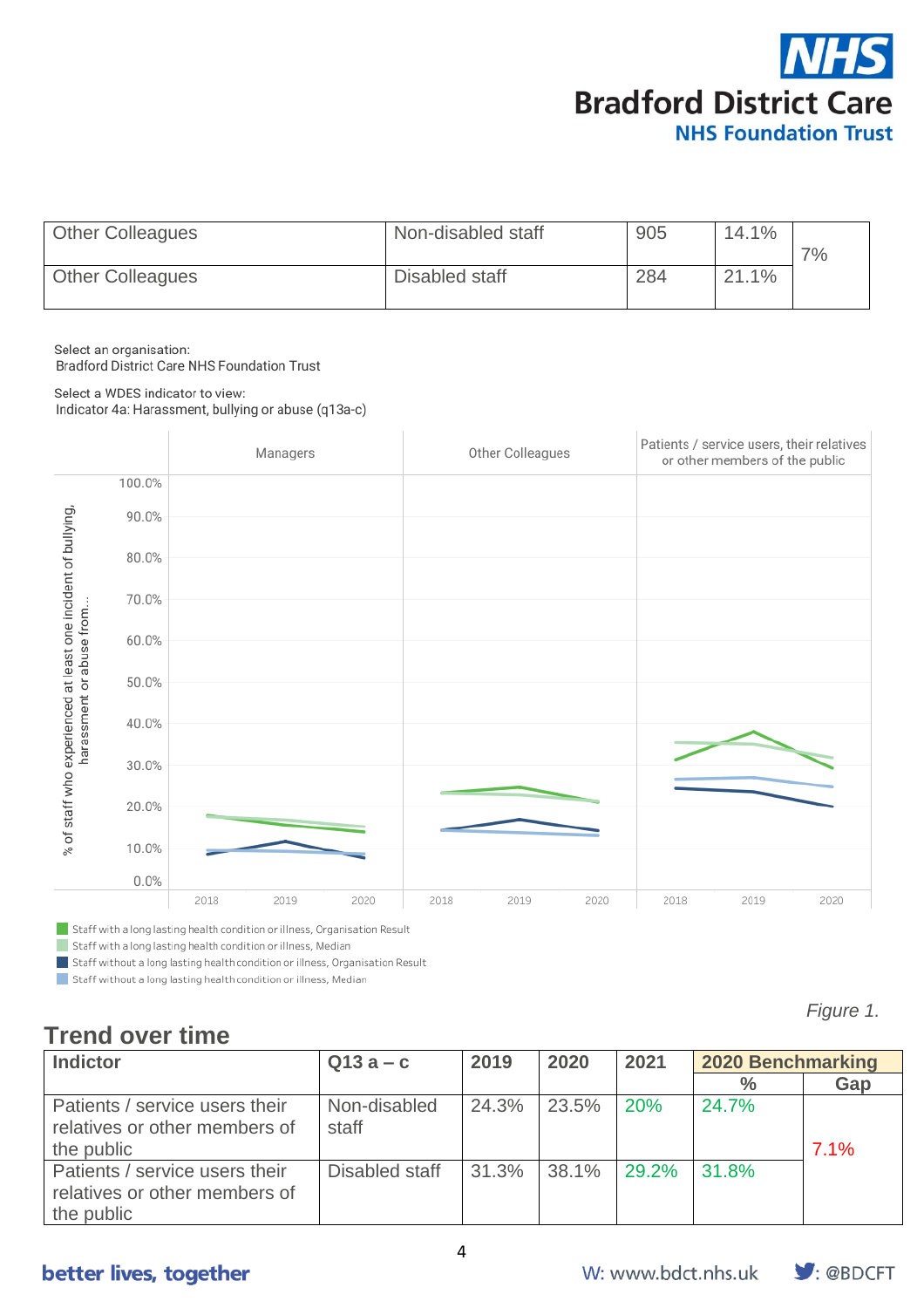| | | | | |
|---|---|---|---|---|
| Other Colleagues | Non-disabled staff | 905 | 14.1% | 7% |
| Other Colleagues | Disabled staff | 284 | 21.1% | |

Select an organisation:
Bradford District Care NHS Foundation Trust

Select a WDES indicator to view:
Indicator 4a: Harassment, bullying or abuse (q13a-c)

Managers
Other Colleagues
Patients / service users, their relatives or other members of the public

% of staff who experienced at least one incident of bullying, harassment or abuse from...

100.0%
90.0%
80.0%
70.0%
60.0%
50.0%
40.0%
30.0%
20.0%
10.0%
0.0%

2018 2019 2020 2018 2019 2020 2018 2019 2020

Staff with a long lasting health condition or illness, Organisation Result
Staff with a long lasting health condition or illness, Median
Staff without a long lasting health condition or illness, Organisation Result
Staff without a long lasting health condition or illness, Median

*Figure 1.*

## Trend over time

| Indictor | Q13 a – c | 2019 | 2020 | 2021 | 2020 Benchmarking | |
|---|---|---|---|---|---|---|
| | | | | | % | Gap |
| Patients / service users their relatives or other members of the public | Non-disabled staff | 24.3% | 23.5% | 20% | 24.7% | 7.1% |
| Patients / service users their relatives or other members of the public | Disabled staff | 31.3% | 38.1% | 29.2% | 31.8% | |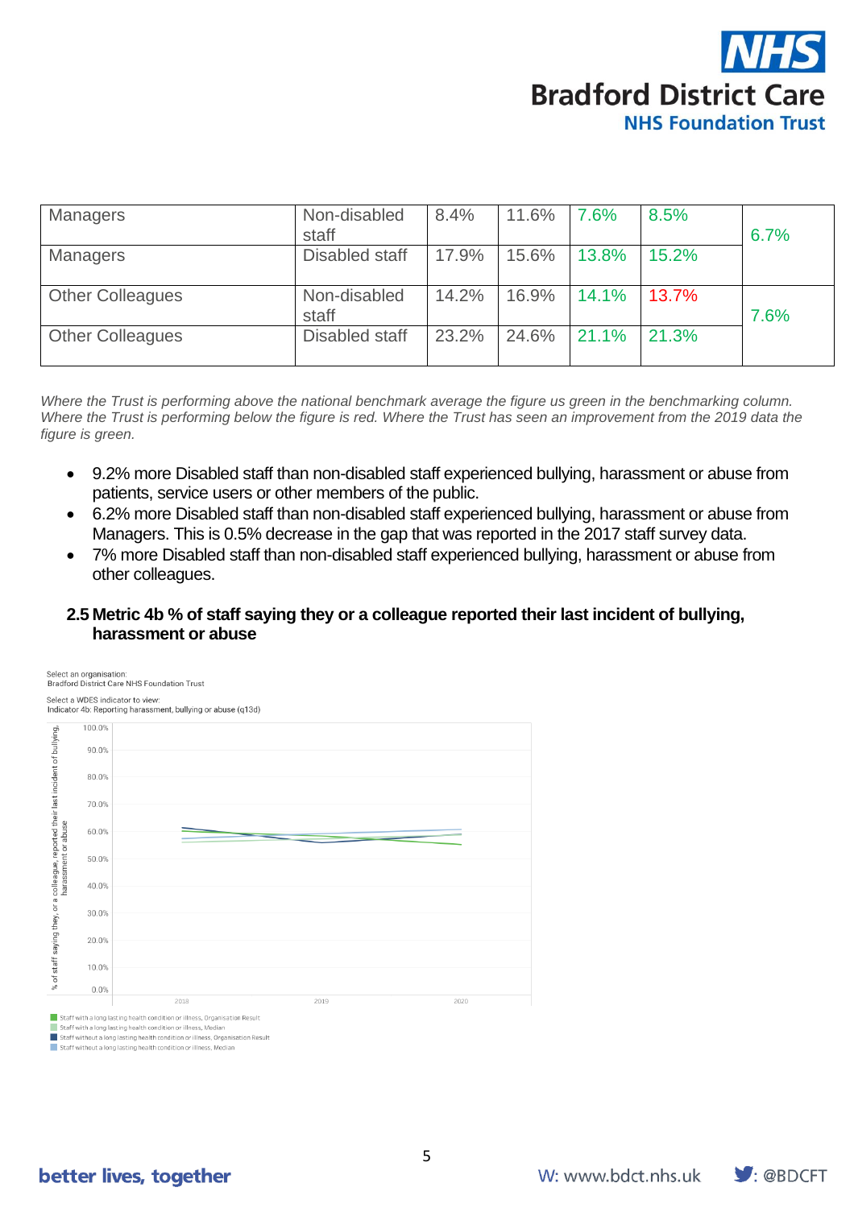| Managers | Non-disabled staff | 8.4% | 11.6% | 7.6% | 8.5% | 6.7% |
|---|---|---|---|---|---|---|
| Managers | Disabled staff | 17.9% | 15.6% | 13.8% | 15.2% | |
| Other Colleagues | Non-disabled staff | 14.2% | 16.9% | 14.1% | 13.7% | 7.6% |
| Other Colleagues | Disabled staff | 23.2% | 24.6% | 21.1% | 21.3% | |

*Where the Trust is performing above the national benchmark average the figure us green in the benchmarking column. Where the Trust is performing below the figure is red. Where the Trust has seen an improvement from the 2019 data the figure is green.*

- 9.2% more Disabled staff than non-disabled staff experienced bullying, harassment or abuse from patients, service users or other members of the public.
- 6.2% more Disabled staff than non-disabled staff experienced bullying, harassment or abuse from Managers. This is 0.5% decrease in the gap that was reported in the 2017 staff survey data.
- 7% more Disabled staff than non-disabled staff experienced bullying, harassment or abuse from other colleagues.

### 2.5 Metric 4b % of staff saying they or a colleague reported their last incident of bullying, harassment or abuse

Select an organisation:
Bradford District Care NHS Foundation Trust

Select a WDES indicator to view:
Indicator 4b: Reporting harassment, bullying or abuse (q13d)

Staff with a long lasting health condition or illness, Organisation Result
Staff with a long lasting health condition or illness, Median
Staff without a long lasting health condition or illness, Organisation Result
Staff without a long lasting health condition or illness, Median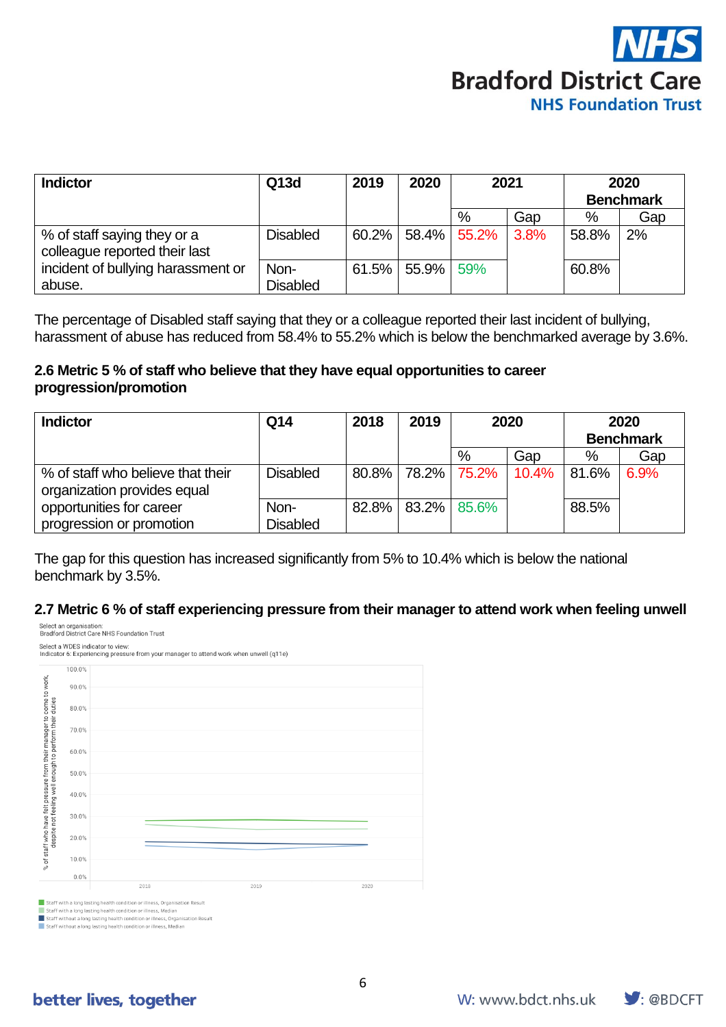| Indictor | Q13d | 2019 | 2020 | 2021 | | 2020 Benchmark | |
|---|---|---|---|---|---|---|---|
| | | | | % | Gap | % | Gap |
| % of staff saying they or a colleague reported their last incident of bullying harassment or abuse. | Disabled | 60.2% | 58.4% | 55.2% | 3.8% | 58.8% | 2% |
| | Non-Disabled | 61.5% | 55.9% | 59% | | 60.8% | |

The percentage of Disabled staff saying that they or a colleague reported their last incident of bullying, harassment of abuse has reduced from 58.4% to 55.2% which is below the benchmarked average by 3.6%.

### 2.6 Metric 5 % of staff who believe that they have equal opportunities to career progression/promotion

| Indictor | Q14 | 2018 | 2019 | 2020 | | 2020 Benchmark | |
|---|---|---|---|---|---|---|---|
| | | | | % | Gap | % | Gap |
| % of staff who believe that their organization provides equal opportunities for career progression or promotion | Disabled | 80.8% | 78.2% | 75.2% | 10.4% | 81.6% | 6.9% |
| | Non-Disabled | 82.8% | 83.2% | 85.6% | | 88.5% | |

The gap for this question has increased significantly from 5% to 10.4% which is below the national benchmark by 3.5%.

### 2.7 Metric 6 % of staff experiencing pressure from their manager to attend work when feeling unwell

Select an organisation:
Bradford District Care NHS Foundation Trust

Select a WDES indicator to view:
Indicator 6: Experiencing pressure from your manager to attend work when unwell (q11e)

% of staff who have felt pressure from their manager to come to work, despite not feeling well enough to perform their duties

100.0%
90.0%
80.0%
70.0%
60.0%
50.0%
40.0%
30.0%
20.0%
10.0%
0.0%

2018
2019
2020

Staff with a long lasting health condition or illness, Organisation Result
Staff with a long lasting health condition or illness, Median
Staff without a long lasting health condition or illness, Organisation Result
Staff without a long lasting health condition or illness, Median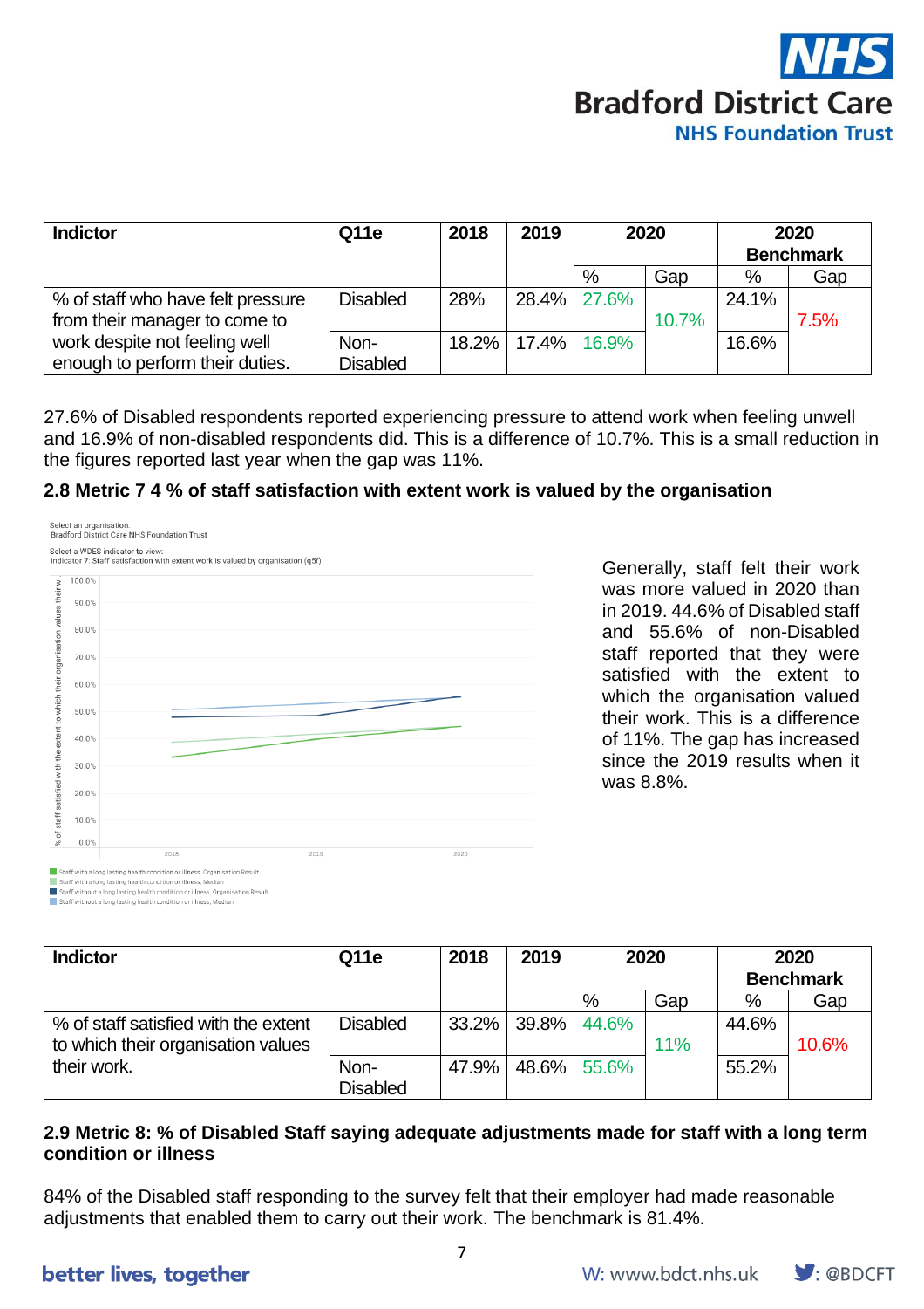| Indictor | Q11e | 2018 | 2019 | 2020 | | 2020 Benchmark | |
|---|---|---|---|---|---|---|---|
| | | | | % | Gap | % | Gap |
| % of staff who have felt pressure from their manager to come to work despite not feeling well enough to perform their duties. | Disabled | 28% | 28.4% | 27.6% | 10.7% | 24.1% | 7.5% |
| | Non-Disabled | 18.2% | 17.4% | 16.9% | | 16.6% | |

27.6% of Disabled respondents reported experiencing pressure to attend work when feeling unwell and 16.9% of non-disabled respondents did. This is a difference of 10.7%. This is a small reduction in the figures reported last year when the gap was 11%.

### 2.8 Metric 7 4 % of staff satisfaction with extent work is valued by the organisation

Select an organisation:
Bradford District Care NHS Foundation Trust

Select a WDES indicator to view:
Indicator 7: Staff satisfaction with extent work is valued by organisation (q5f)

% of staff satisfied with the extent to which their organisation values their w...

100.0%
90.0%
80.0%
70.0%
60.0%
50.0%
40.0%
30.0%
20.0%
10.0%
0.0%

2018
2019
2020

Staff with a long lasting health condition or illness, Organisation Result
Staff with a long lasting health condition or illness, Median
Staff without a long lasting health condition or illness, Organisation Result
Staff without a long lasting health condition or illness, Median

Generally, staff felt their work was more valued in 2020 than in 2019. 44.6% of Disabled staff and 55.6% of non-Disabled staff reported that they were satisfied with the extent to which the organisation valued their work. This is a difference of 11%. The gap has increased since the 2019 results when it was 8.8%.

| Indictor | Q11e | 2018 | 2019 | 2020 | | 2020 Benchmark | |
|---|---|---|---|---|---|---|---|
| | | | | % | Gap | % | Gap |
| % of staff satisfied with the extent to which their organisation values their work. | Disabled | 33.2% | 39.8% | 44.6% | 11% | 44.6% | 10.6% |
| | Non-Disabled | 47.9% | 48.6% | 55.6% | | 55.2% | |

### 2.9 Metric 8: % of Disabled Staff saying adequate adjustments made for staff with a long term condition or illness

84% of the Disabled staff responding to the survey felt that their employer had made reasonable adjustments that enabled them to carry out their work. The benchmark is 81.4%.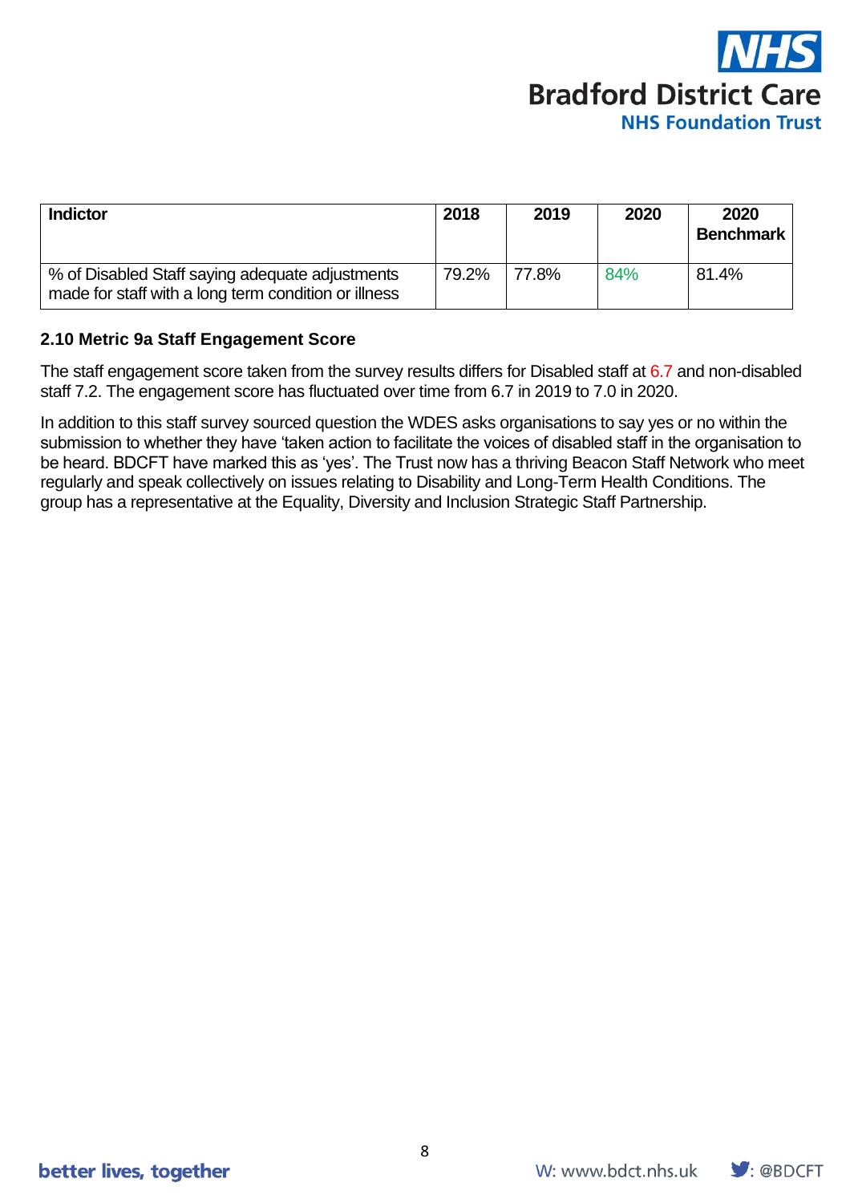| Indictor | 2018 | 2019 | 2020 | 2020 Benchmark |
|---|---|---|---|---|
| % of Disabled Staff saying adequate adjustments made for staff with a long term condition or illness | 79.2% | 77.8% | 84% | 81.4% |

**2.10 Metric 9a Staff Engagement Score**

The staff engagement score taken from the survey results differs for Disabled staff at 6.7 and non-disabled staff 7.2. The engagement score has fluctuated over time from 6.7 in 2019 to 7.0 in 2020.

In addition to this staff survey sourced question the WDES asks organisations to say yes or no within the submission to whether they have 'taken action to facilitate the voices of disabled staff in the organisation to be heard. BDCFT have marked this as 'yes'. The Trust now has a thriving Beacon Staff Network who meet regularly and speak collectively on issues relating to Disability and Long-Term Health Conditions. The group has a representative at the Equality, Diversity and Inclusion Strategic Staff Partnership.